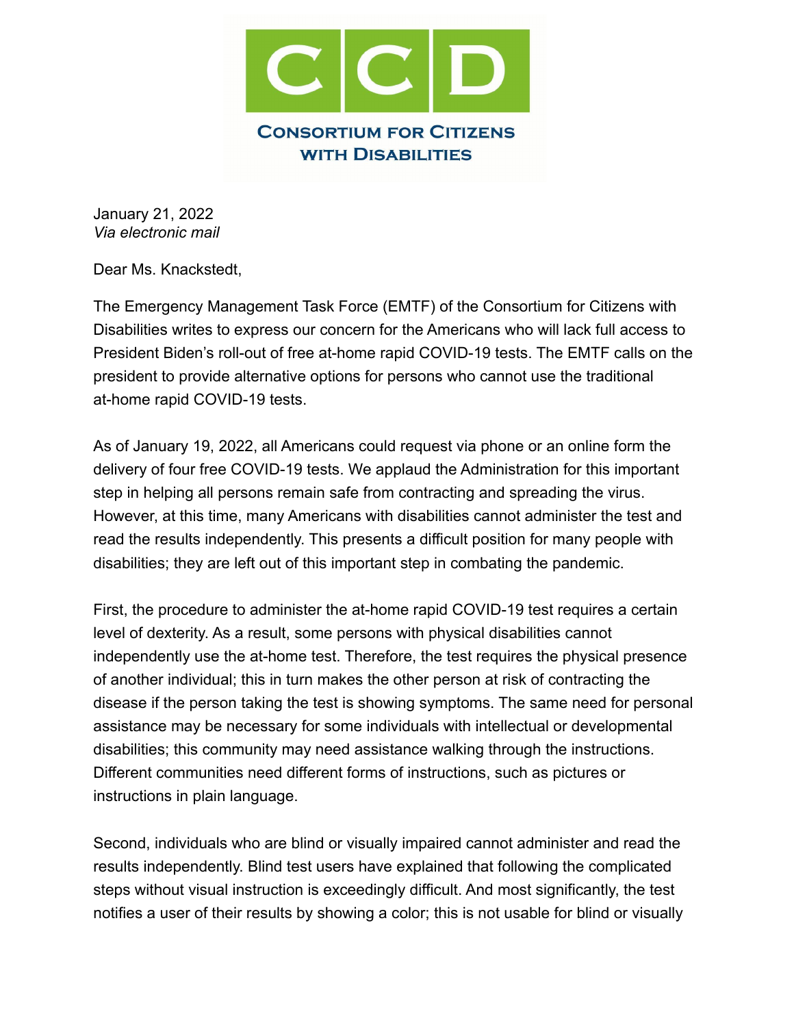# Consortium for Citizens with Disabilities

January 21, 2022
*Via electronic mail*

Dear Ms. Knackstedt,

The Emergency Management Task Force (EMTF) of the Consortium for Citizens with Disabilities writes to express our concern for the Americans who will lack full access to President Biden's roll-out of free at-home rapid COVID-19 tests. The EMTF calls on the president to provide alternative options for persons who cannot use the traditional at-home rapid COVID-19 tests.

As of January 19, 2022, all Americans could request via phone or an online form the delivery of four free COVID-19 tests. We applaud the Administration for this important step in helping all persons remain safe from contracting and spreading the virus. However, at this time, many Americans with disabilities cannot administer the test and read the results independently. This presents a difficult position for many people with disabilities; they are left out of this important step in combating the pandemic.

First, the procedure to administer the at-home rapid COVID-19 test requires a certain level of dexterity. As a result, some persons with physical disabilities cannot independently use the at-home test. Therefore, the test requires the physical presence of another individual; this in turn makes the other person at risk of contracting the disease if the person taking the test is showing symptoms. The same need for personal assistance may be necessary for some individuals with intellectual or developmental disabilities; this community may need assistance walking through the instructions. Different communities need different forms of instructions, such as pictures or instructions in plain language.

Second, individuals who are blind or visually impaired cannot administer and read the results independently. Blind test users have explained that following the complicated steps without visual instruction is exceedingly difficult. And most significantly, the test notifies a user of their results by showing a color; this is not usable for blind or visually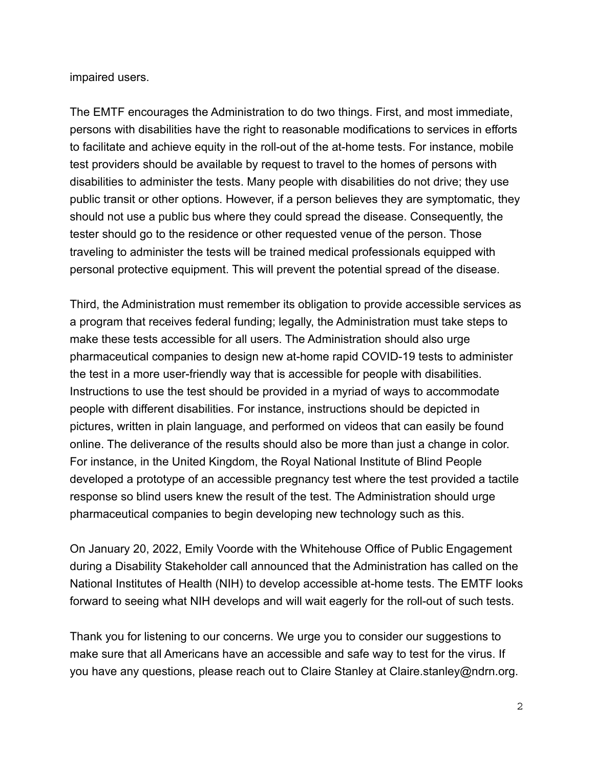impaired users.

The EMTF encourages the Administration to do two things. First, and most immediate, persons with disabilities have the right to reasonable modifications to services in efforts to facilitate and achieve equity in the roll-out of the at-home tests. For instance, mobile test providers should be available by request to travel to the homes of persons with disabilities to administer the tests. Many people with disabilities do not drive; they use public transit or other options. However, if a person believes they are symptomatic, they should not use a public bus where they could spread the disease. Consequently, the tester should go to the residence or other requested venue of the person. Those traveling to administer the tests will be trained medical professionals equipped with personal protective equipment. This will prevent the potential spread of the disease.

Third, the Administration must remember its obligation to provide accessible services as a program that receives federal funding; legally, the Administration must take steps to make these tests accessible for all users. The Administration should also urge pharmaceutical companies to design new at-home rapid COVID-19 tests to administer the test in a more user-friendly way that is accessible for people with disabilities. Instructions to use the test should be provided in a myriad of ways to accommodate people with different disabilities. For instance, instructions should be depicted in pictures, written in plain language, and performed on videos that can easily be found online. The deliverance of the results should also be more than just a change in color. For instance, in the United Kingdom, the Royal National Institute of Blind People developed a prototype of an accessible pregnancy test where the test provided a tactile response so blind users knew the result of the test. The Administration should urge pharmaceutical companies to begin developing new technology such as this.

On January 20, 2022, Emily Voorde with the Whitehouse Office of Public Engagement during a Disability Stakeholder call announced that the Administration has called on the National Institutes of Health (NIH) to develop accessible at-home tests. The EMTF looks forward to seeing what NIH develops and will wait eagerly for the roll-out of such tests.

Thank you for listening to our concerns. We urge you to consider our suggestions to make sure that all Americans have an accessible and safe way to test for the virus. If you have any questions, please reach out to Claire Stanley at Claire.stanley@ndrn.org.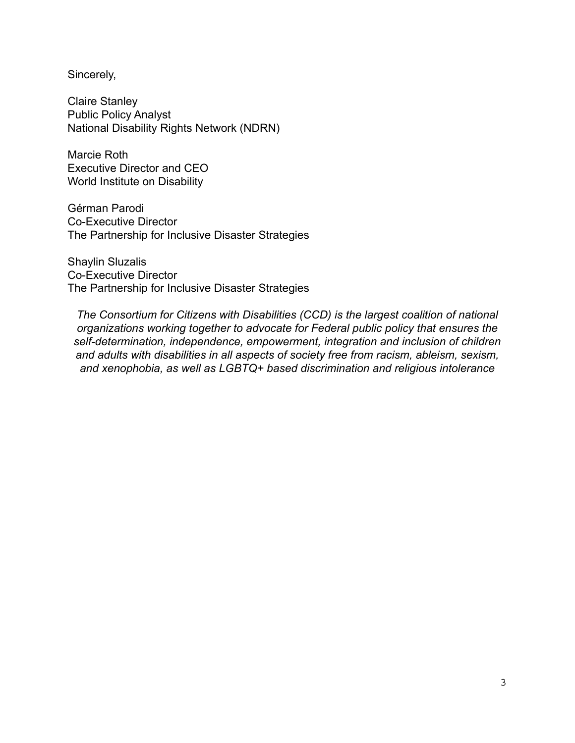Sincerely,

Claire Stanley  
Public Policy Analyst  
National Disability Rights Network (NDRN)

Marcie Roth  
Executive Director and CEO  
World Institute on Disability

Gérman Parodi  
Co-Executive Director  
The Partnership for Inclusive Disaster Strategies

Shaylin Sluzalis  
Co-Executive Director  
The Partnership for Inclusive Disaster Strategies

*The Consortium for Citizens with Disabilities (CCD) is the largest coalition of national organizations working together to advocate for Federal public policy that ensures the self-determination, independence, empowerment, integration and inclusion of children and adults with disabilities in all aspects of society free from racism, ableism, sexism, and xenophobia, as well as LGBTQ+ based discrimination and religious intolerance*